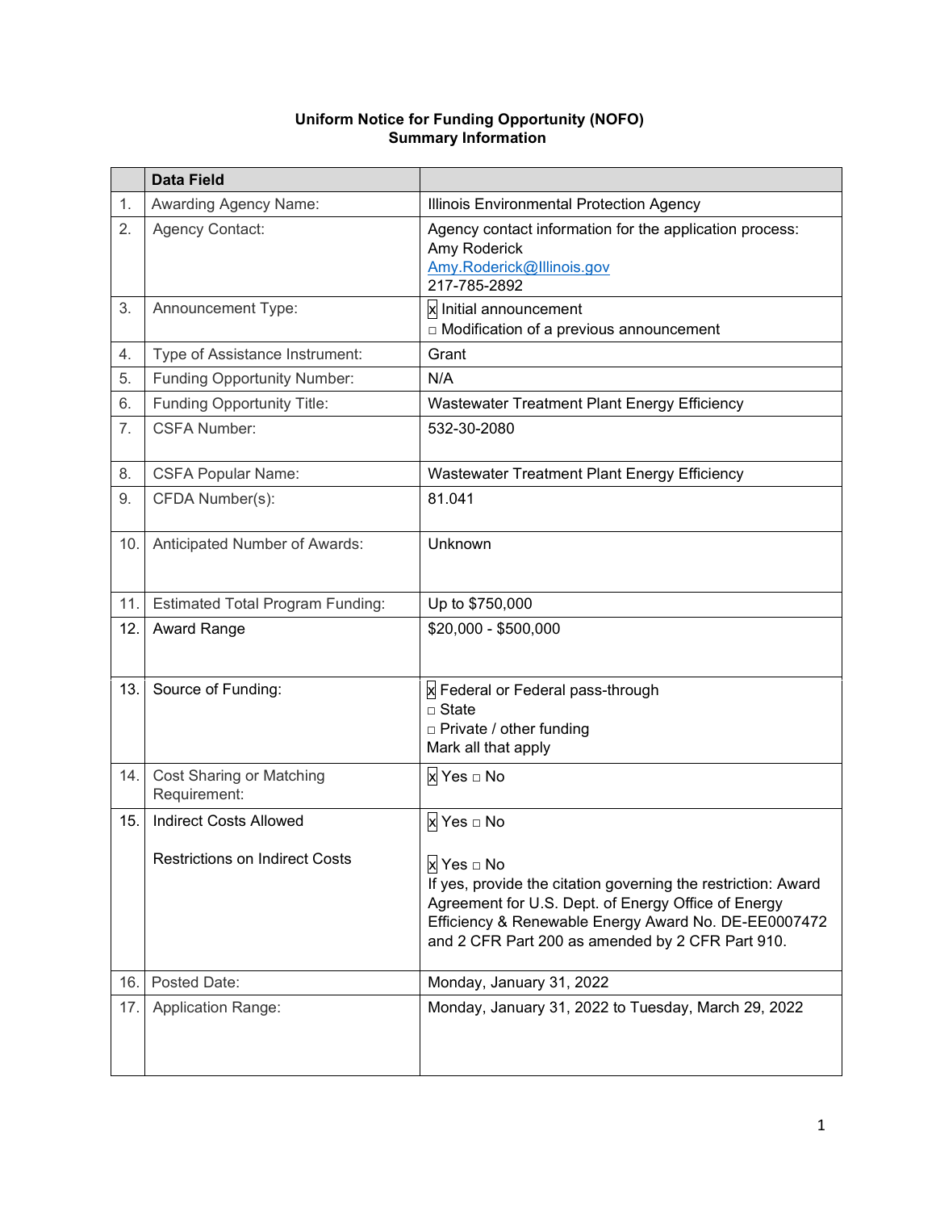**Uniform Notice for Funding Opportunity (NOFO)**
**Summary Information**

| | Data Field | |
|---|---|---|
| 1. | Awarding Agency Name: | Illinois Environmental Protection Agency |
| 2. | Agency Contact: | Agency contact information for the application process:<br>Amy Roderick<br>Amy.Roderick@Illinois.gov<br>217-785-2892 |
| 3. | Announcement Type: | ☒ Initial announcement<br>□ Modification of a previous announcement |
| 4. | Type of Assistance Instrument: | Grant |
| 5. | Funding Opportunity Number: | N/A |
| 6. | Funding Opportunity Title: | Wastewater Treatment Plant Energy Efficiency |
| 7. | CSFA Number: | 532-30-2080 |
| 8. | CSFA Popular Name: | Wastewater Treatment Plant Energy Efficiency |
| 9. | CFDA Number(s): | 81.041 |
| 10. | Anticipated Number of Awards: | Unknown |
| 11. | Estimated Total Program Funding: | Up to $750,000 |
| 12. | Award Range | $20,000 - $500,000 |
| 13. | Source of Funding: | ☒ Federal or Federal pass-through<br>□ State<br>□ Private / other funding<br>Mark all that apply |
| 14. | Cost Sharing or Matching Requirement: | ☒ Yes □ No |
| 15. | Indirect Costs Allowed<br><br>Restrictions on Indirect Costs | ☒ Yes □ No<br><br>☒ Yes □ No<br>If yes, provide the citation governing the restriction: Award Agreement for U.S. Dept. of Energy Office of Energy Efficiency & Renewable Energy Award No. DE-EE0007472 and 2 CFR Part 200 as amended by 2 CFR Part 910. |
| 16. | Posted Date: | Monday, January 31, 2022 |
| 17. | Application Range: | Monday, January 31, 2022 to Tuesday, March 29, 2022 |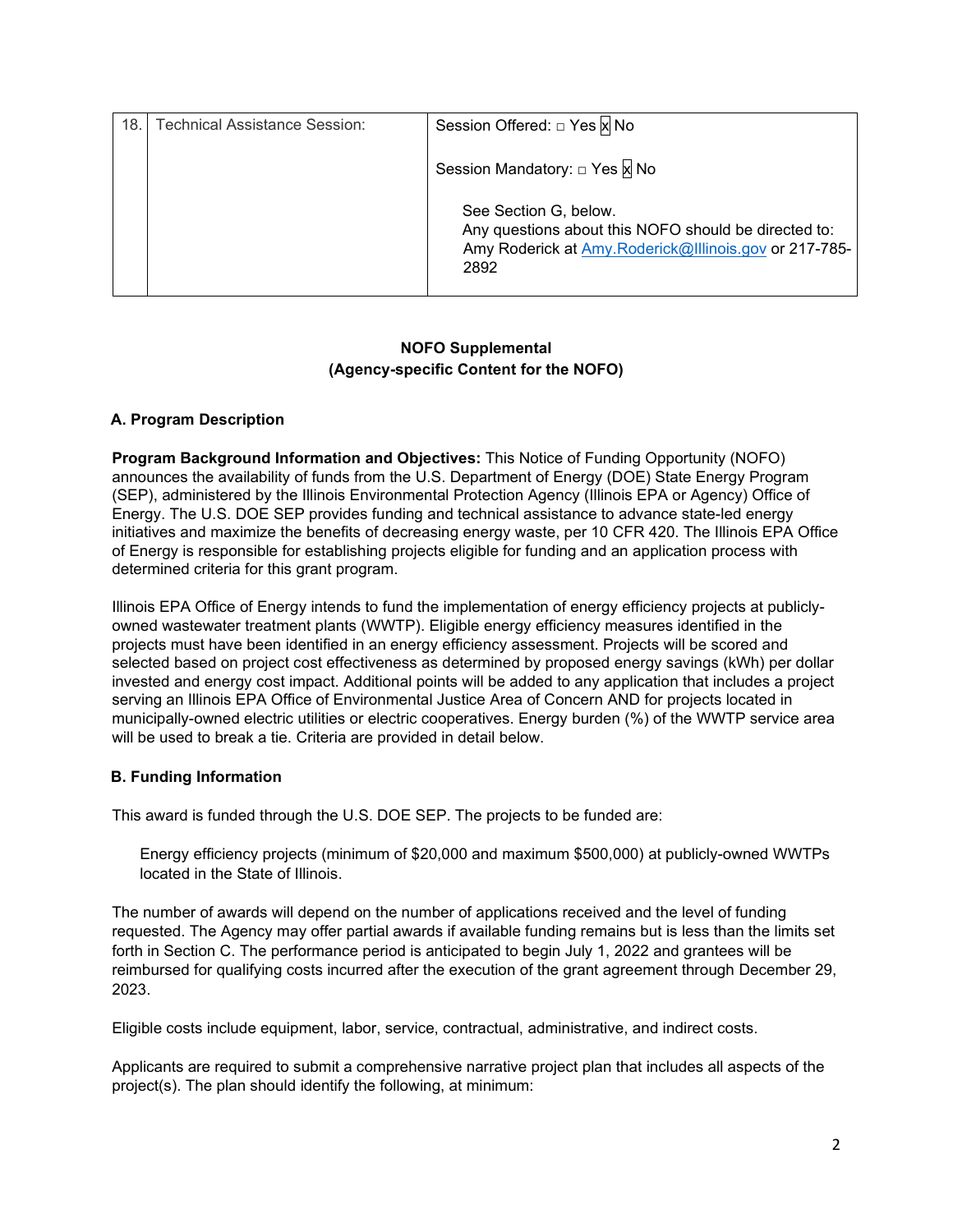| 18. | Technical Assistance Session: | Session Offered: □ Yes ☒ No<br><br>Session Mandatory: □ Yes ☒ No<br><br>See Section G, below.<br>Any questions about this NOFO should be directed to: Amy Roderick at [Amy.Roderick@Illinois.gov](mailto:Amy.Roderick@Illinois.gov) or 217-785-2892 |
|---|---|---|

**NOFO Supplemental**
**(Agency-specific Content for the NOFO)**

## A. Program Description

**Program Background Information and Objectives:** This Notice of Funding Opportunity (NOFO) announces the availability of funds from the U.S. Department of Energy (DOE) State Energy Program (SEP), administered by the Illinois Environmental Protection Agency (Illinois EPA or Agency) Office of Energy. The U.S. DOE SEP provides funding and technical assistance to advance state-led energy initiatives and maximize the benefits of decreasing energy waste, per 10 CFR 420. The Illinois EPA Office of Energy is responsible for establishing projects eligible for funding and an application process with determined criteria for this grant program.

Illinois EPA Office of Energy intends to fund the implementation of energy efficiency projects at publicly-owned wastewater treatment plants (WWTP). Eligible energy efficiency measures identified in the projects must have been identified in an energy efficiency assessment. Projects will be scored and selected based on project cost effectiveness as determined by proposed energy savings (kWh) per dollar invested and energy cost impact. Additional points will be added to any application that includes a project serving an Illinois EPA Office of Environmental Justice Area of Concern AND for projects located in municipally-owned electric utilities or electric cooperatives. Energy burden (%) of the WWTP service area will be used to break a tie. Criteria are provided in detail below.

## B. Funding Information

This award is funded through the U.S. DOE SEP. The projects to be funded are:

> Energy efficiency projects (minimum of $20,000 and maximum $500,000) at publicly-owned WWTPs located in the State of Illinois.

The number of awards will depend on the number of applications received and the level of funding requested. The Agency may offer partial awards if available funding remains but is less than the limits set forth in Section C. The performance period is anticipated to begin July 1, 2022 and grantees will be reimbursed for qualifying costs incurred after the execution of the grant agreement through December 29, 2023.

Eligible costs include equipment, labor, service, contractual, administrative, and indirect costs.

Applicants are required to submit a comprehensive narrative project plan that includes all aspects of the project(s). The plan should identify the following, at minimum: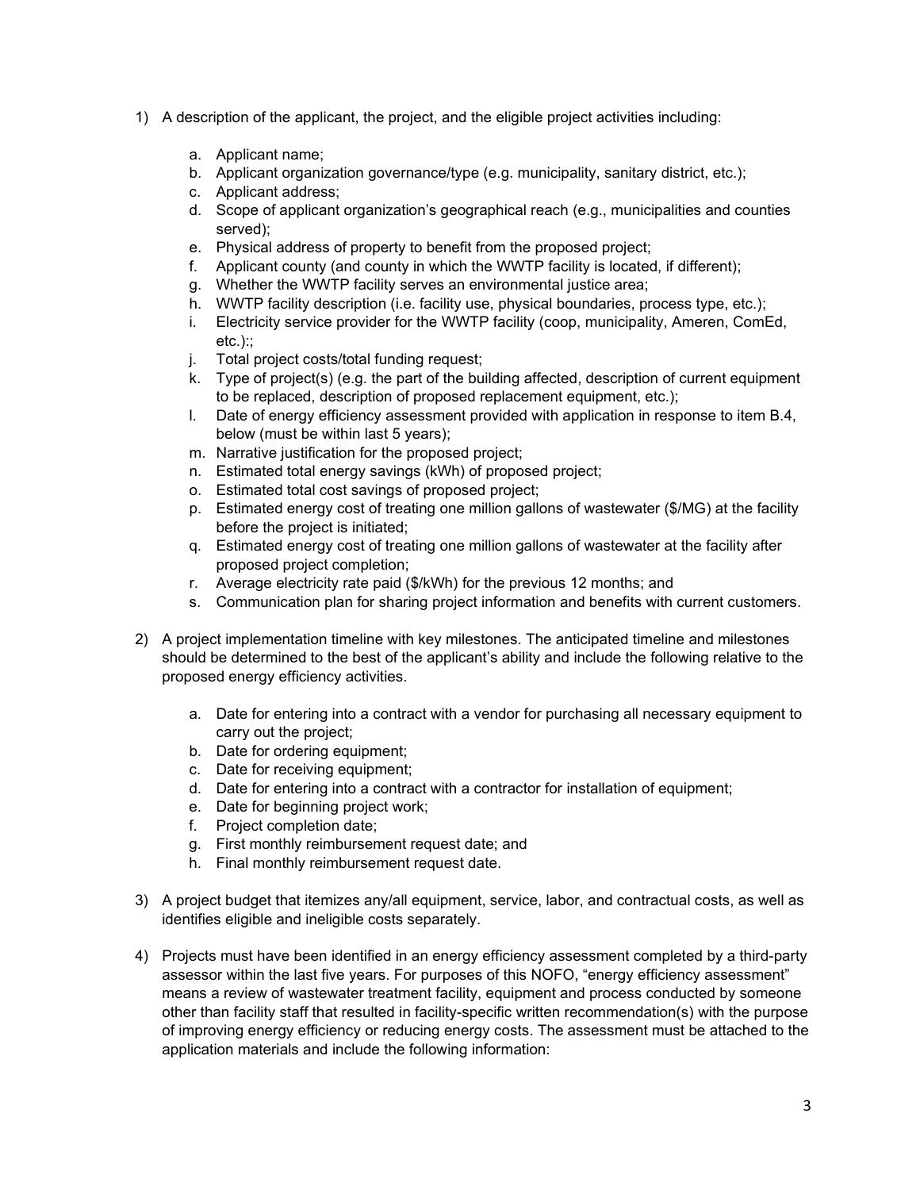1) A description of the applicant, the project, and the eligible project activities including:

   a. Applicant name;
   b. Applicant organization governance/type (e.g. municipality, sanitary district, etc.);
   c. Applicant address;
   d. Scope of applicant organization's geographical reach (e.g., municipalities and counties served);
   e. Physical address of property to benefit from the proposed project;
   f. Applicant county (and county in which the WWTP facility is located, if different);
   g. Whether the WWTP facility serves an environmental justice area;
   h. WWTP facility description (i.e. facility use, physical boundaries, process type, etc.);
   i. Electricity service provider for the WWTP facility (coop, municipality, Ameren, ComEd, etc.):;
   j. Total project costs/total funding request;
   k. Type of project(s) (e.g. the part of the building affected, description of current equipment to be replaced, description of proposed replacement equipment, etc.);
   l. Date of energy efficiency assessment provided with application in response to item B.4, below (must be within last 5 years);
   m. Narrative justification for the proposed project;
   n. Estimated total energy savings (kWh) of proposed project;
   o. Estimated total cost savings of proposed project;
   p. Estimated energy cost of treating one million gallons of wastewater ($/MG) at the facility before the project is initiated;
   q. Estimated energy cost of treating one million gallons of wastewater at the facility after proposed project completion;
   r. Average electricity rate paid ($/kWh) for the previous 12 months; and
   s. Communication plan for sharing project information and benefits with current customers.

2) A project implementation timeline with key milestones. The anticipated timeline and milestones should be determined to the best of the applicant's ability and include the following relative to the proposed energy efficiency activities.

   a. Date for entering into a contract with a vendor for purchasing all necessary equipment to carry out the project;
   b. Date for ordering equipment;
   c. Date for receiving equipment;
   d. Date for entering into a contract with a contractor for installation of equipment;
   e. Date for beginning project work;
   f. Project completion date;
   g. First monthly reimbursement request date; and
   h. Final monthly reimbursement request date.

3) A project budget that itemizes any/all equipment, service, labor, and contractual costs, as well as identifies eligible and ineligible costs separately.

4) Projects must have been identified in an energy efficiency assessment completed by a third-party assessor within the last five years. For purposes of this NOFO, "energy efficiency assessment" means a review of wastewater treatment facility, equipment and process conducted by someone other than facility staff that resulted in facility-specific written recommendation(s) with the purpose of improving energy efficiency or reducing energy costs. The assessment must be attached to the application materials and include the following information: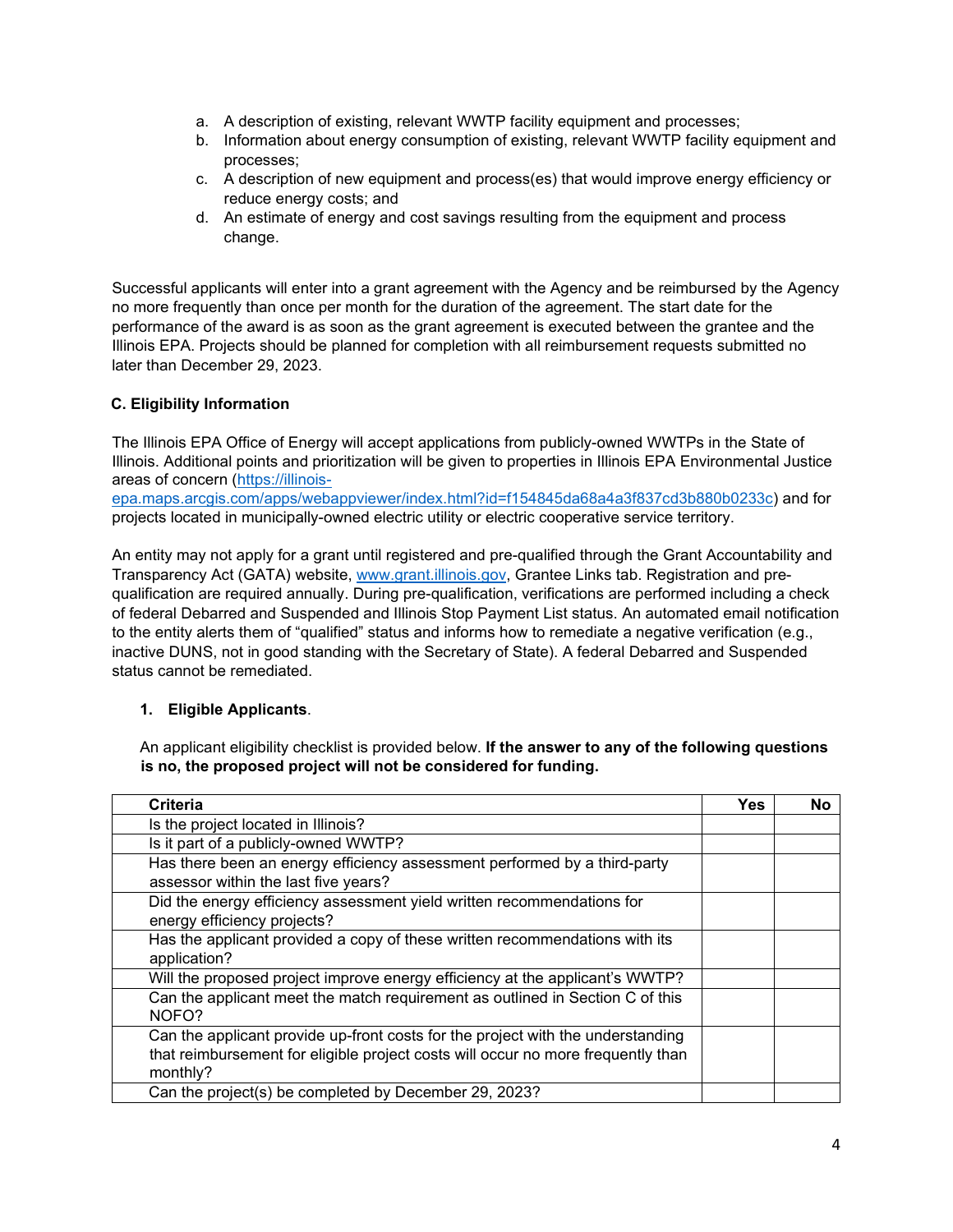a. A description of existing, relevant WWTP facility equipment and processes;
b. Information about energy consumption of existing, relevant WWTP facility equipment and processes;
c. A description of new equipment and process(es) that would improve energy efficiency or reduce energy costs; and
d. An estimate of energy and cost savings resulting from the equipment and process change.

Successful applicants will enter into a grant agreement with the Agency and be reimbursed by the Agency no more frequently than once per month for the duration of the agreement. The start date for the performance of the award is as soon as the grant agreement is executed between the grantee and the Illinois EPA. Projects should be planned for completion with all reimbursement requests submitted no later than December 29, 2023.

### C. Eligibility Information

The Illinois EPA Office of Energy will accept applications from publicly-owned WWTPs in the State of Illinois. Additional points and prioritization will be given to properties in Illinois EPA Environmental Justice areas of concern (https://illinois-epa.maps.arcgis.com/apps/webappviewer/index.html?id=f154845da68a4a3f837cd3b880b0233c) and for projects located in municipally-owned electric utility or electric cooperative service territory.

An entity may not apply for a grant until registered and pre-qualified through the Grant Accountability and Transparency Act (GATA) website, www.grant.illinois.gov, Grantee Links tab. Registration and pre-qualification are required annually. During pre-qualification, verifications are performed including a check of federal Debarred and Suspended and Illinois Stop Payment List status. An automated email notification to the entity alerts them of "qualified" status and informs how to remediate a negative verification (e.g., inactive DUNS, not in good standing with the Secretary of State). A federal Debarred and Suspended status cannot be remediated.

#### 1. Eligible Applicants.

An applicant eligibility checklist is provided below. **If the answer to any of the following questions is no, the proposed project will not be considered for funding.**

| Criteria | Yes | No |
|---|---|---|
| Is the project located in Illinois? | | |
| Is it part of a publicly-owned WWTP? | | |
| Has there been an energy efficiency assessment performed by a third-party assessor within the last five years? | | |
| Did the energy efficiency assessment yield written recommendations for energy efficiency projects? | | |
| Has the applicant provided a copy of these written recommendations with its application? | | |
| Will the proposed project improve energy efficiency at the applicant's WWTP? | | |
| Can the applicant meet the match requirement as outlined in Section C of this NOFO? | | |
| Can the applicant provide up-front costs for the project with the understanding that reimbursement for eligible project costs will occur no more frequently than monthly? | | |
| Can the project(s) be completed by December 29, 2023? | | |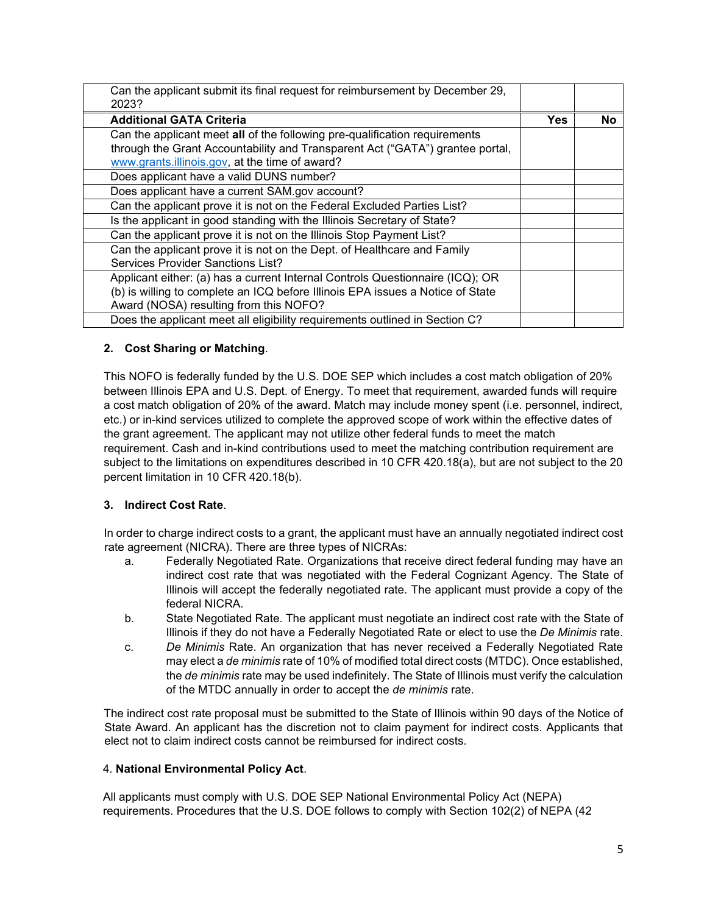| Can the applicant submit its final request for reimbursement by December 29, 2023? | | |
|---|---|---|
| **Additional GATA Criteria** | **Yes** | **No** |
| Can the applicant meet **all** of the following pre-qualification requirements through the Grant Accountability and Transparent Act ("GATA") grantee portal, www.grants.illinois.gov, at the time of award? | | |
| Does applicant have a valid DUNS number? | | |
| Does applicant have a current SAM.gov account? | | |
| Can the applicant prove it is not on the Federal Excluded Parties List? | | |
| Is the applicant in good standing with the Illinois Secretary of State? | | |
| Can the applicant prove it is not on the Illinois Stop Payment List? | | |
| Can the applicant prove it is not on the Dept. of Healthcare and Family Services Provider Sanctions List? | | |
| Applicant either: (a) has a current Internal Controls Questionnaire (ICQ); OR (b) is willing to complete an ICQ before Illinois EPA issues a Notice of State Award (NOSA) resulting from this NOFO? | | |
| Does the applicant meet all eligibility requirements outlined in Section C? | | |

**2. Cost Sharing or Matching**.

This NOFO is federally funded by the U.S. DOE SEP which includes a cost match obligation of 20% between Illinois EPA and U.S. Dept. of Energy. To meet that requirement, awarded funds will require a cost match obligation of 20% of the award. Match may include money spent (i.e. personnel, indirect, etc.) or in-kind services utilized to complete the approved scope of work within the effective dates of the grant agreement. The applicant may not utilize other federal funds to meet the match requirement. Cash and in-kind contributions used to meet the matching contribution requirement are subject to the limitations on expenditures described in 10 CFR 420.18(a), but are not subject to the 20 percent limitation in 10 CFR 420.18(b).

**3. Indirect Cost Rate**.

In order to charge indirect costs to a grant, the applicant must have an annually negotiated indirect cost rate agreement (NICRA). There are three types of NICRAs:

a. Federally Negotiated Rate. Organizations that receive direct federal funding may have an indirect cost rate that was negotiated with the Federal Cognizant Agency. The State of Illinois will accept the federally negotiated rate. The applicant must provide a copy of the federal NICRA.

b. State Negotiated Rate. The applicant must negotiate an indirect cost rate with the State of Illinois if they do not have a Federally Negotiated Rate or elect to use the *De Minimis* rate.

c. *De Minimis* Rate. An organization that has never received a Federally Negotiated Rate may elect a *de minimis* rate of 10% of modified total direct costs (MTDC). Once established, the *de minimis* rate may be used indefinitely. The State of Illinois must verify the calculation of the MTDC annually in order to accept the *de minimis* rate.

The indirect cost rate proposal must be submitted to the State of Illinois within 90 days of the Notice of State Award. An applicant has the discretion not to claim payment for indirect costs. Applicants that elect not to claim indirect costs cannot be reimbursed for indirect costs.

4. **National Environmental Policy Act**.

All applicants must comply with U.S. DOE SEP National Environmental Policy Act (NEPA) requirements. Procedures that the U.S. DOE follows to comply with Section 102(2) of NEPA (42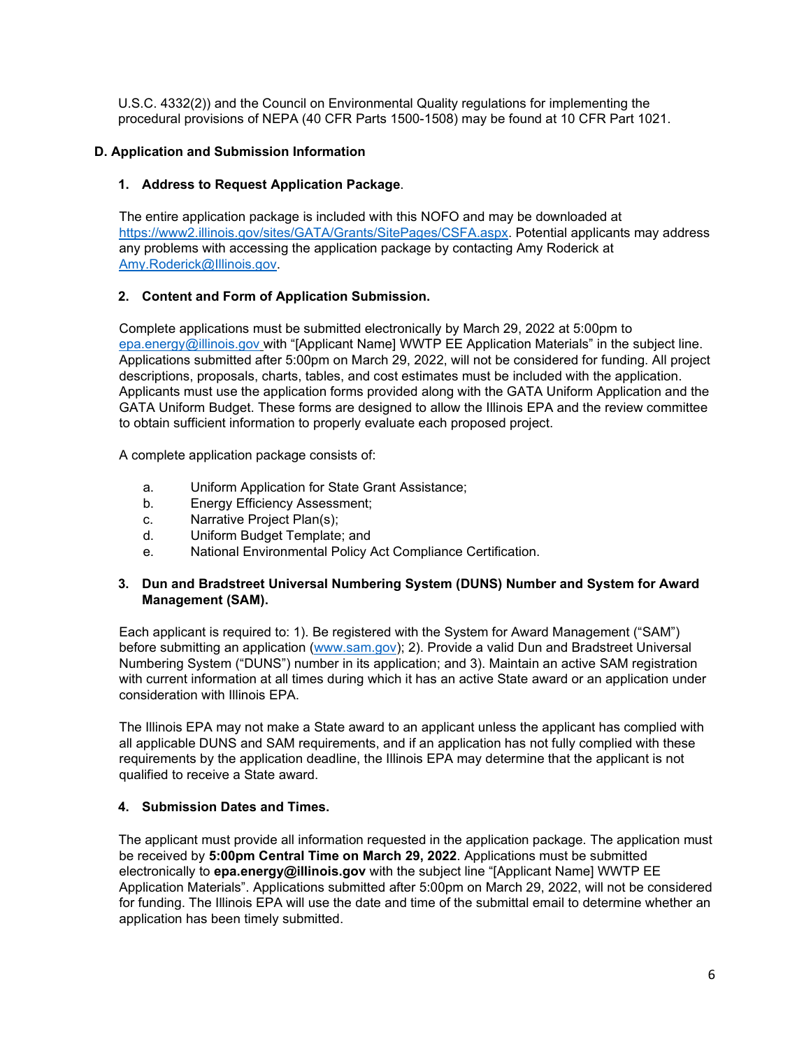U.S.C. 4332(2)) and the Council on Environmental Quality regulations for implementing the procedural provisions of NEPA (40 CFR Parts 1500-1508) may be found at 10 CFR Part 1021.

## D. Application and Submission Information

### 1. Address to Request Application Package.

The entire application package is included with this NOFO and may be downloaded at https://www2.illinois.gov/sites/GATA/Grants/SitePages/CSFA.aspx. Potential applicants may address any problems with accessing the application package by contacting Amy Roderick at Amy.Roderick@Illinois.gov.

### 2. Content and Form of Application Submission.

Complete applications must be submitted electronically by March 29, 2022 at 5:00pm to epa.energy@illinois.gov with "[Applicant Name] WWTP EE Application Materials" in the subject line. Applications submitted after 5:00pm on March 29, 2022, will not be considered for funding. All project descriptions, proposals, charts, tables, and cost estimates must be included with the application. Applicants must use the application forms provided along with the GATA Uniform Application and the GATA Uniform Budget. These forms are designed to allow the Illinois EPA and the review committee to obtain sufficient information to properly evaluate each proposed project.

A complete application package consists of:

a. Uniform Application for State Grant Assistance;
b. Energy Efficiency Assessment;
c. Narrative Project Plan(s);
d. Uniform Budget Template; and
e. National Environmental Policy Act Compliance Certification.

### 3. Dun and Bradstreet Universal Numbering System (DUNS) Number and System for Award Management (SAM).

Each applicant is required to: 1). Be registered with the System for Award Management ("SAM") before submitting an application (www.sam.gov); 2). Provide a valid Dun and Bradstreet Universal Numbering System ("DUNS") number in its application; and 3). Maintain an active SAM registration with current information at all times during which it has an active State award or an application under consideration with Illinois EPA.

The Illinois EPA may not make a State award to an applicant unless the applicant has complied with all applicable DUNS and SAM requirements, and if an application has not fully complied with these requirements by the application deadline, the Illinois EPA may determine that the applicant is not qualified to receive a State award.

### 4. Submission Dates and Times.

The applicant must provide all information requested in the application package. The application must be received by **5:00pm Central Time on March 29, 2022**. Applications must be submitted electronically to **epa.energy@illinois.gov** with the subject line "[Applicant Name] WWTP EE Application Materials". Applications submitted after 5:00pm on March 29, 2022, will not be considered for funding. The Illinois EPA will use the date and time of the submittal email to determine whether an application has been timely submitted.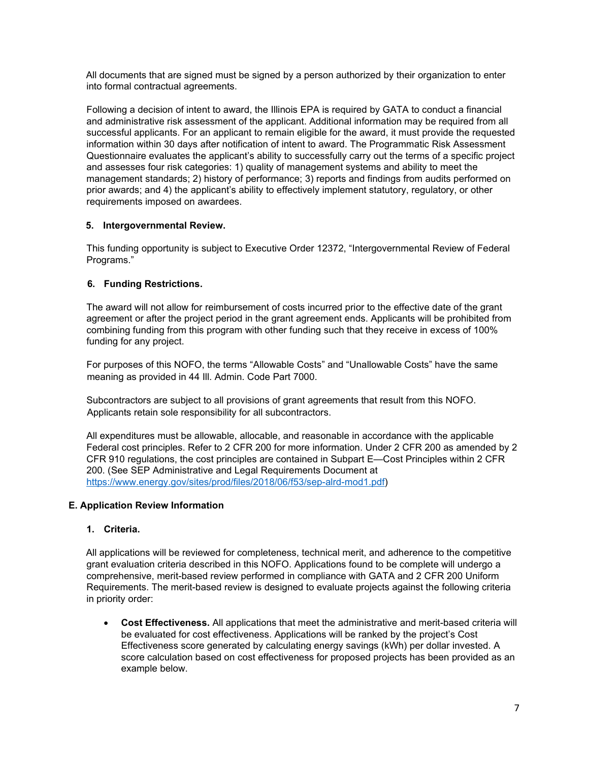All documents that are signed must be signed by a person authorized by their organization to enter into formal contractual agreements.

Following a decision of intent to award, the Illinois EPA is required by GATA to conduct a financial and administrative risk assessment of the applicant. Additional information may be required from all successful applicants. For an applicant to remain eligible for the award, it must provide the requested information within 30 days after notification of intent to award. The Programmatic Risk Assessment Questionnaire evaluates the applicant's ability to successfully carry out the terms of a specific project and assesses four risk categories: 1) quality of management systems and ability to meet the management standards; 2) history of performance; 3) reports and findings from audits performed on prior awards; and 4) the applicant's ability to effectively implement statutory, regulatory, or other requirements imposed on awardees.

### 5. Intergovernmental Review.

This funding opportunity is subject to Executive Order 12372, "Intergovernmental Review of Federal Programs."

### 6. Funding Restrictions.

The award will not allow for reimbursement of costs incurred prior to the effective date of the grant agreement or after the project period in the grant agreement ends. Applicants will be prohibited from combining funding from this program with other funding such that they receive in excess of 100% funding for any project.

For purposes of this NOFO, the terms "Allowable Costs" and "Unallowable Costs" have the same meaning as provided in 44 Ill. Admin. Code Part 7000.

Subcontractors are subject to all provisions of grant agreements that result from this NOFO. Applicants retain sole responsibility for all subcontractors.

All expenditures must be allowable, allocable, and reasonable in accordance with the applicable Federal cost principles. Refer to 2 CFR 200 for more information. Under 2 CFR 200 as amended by 2 CFR 910 regulations, the cost principles are contained in Subpart E—Cost Principles within 2 CFR 200. (See SEP Administrative and Legal Requirements Document at https://www.energy.gov/sites/prod/files/2018/06/f53/sep-alrd-mod1.pdf)

## E. Application Review Information

### 1. Criteria.

All applications will be reviewed for completeness, technical merit, and adherence to the competitive grant evaluation criteria described in this NOFO. Applications found to be complete will undergo a comprehensive, merit-based review performed in compliance with GATA and 2 CFR 200 Uniform Requirements. The merit-based review is designed to evaluate projects against the following criteria in priority order:

- **Cost Effectiveness.** All applications that meet the administrative and merit-based criteria will be evaluated for cost effectiveness. Applications will be ranked by the project's Cost Effectiveness score generated by calculating energy savings (kWh) per dollar invested. A score calculation based on cost effectiveness for proposed projects has been provided as an example below.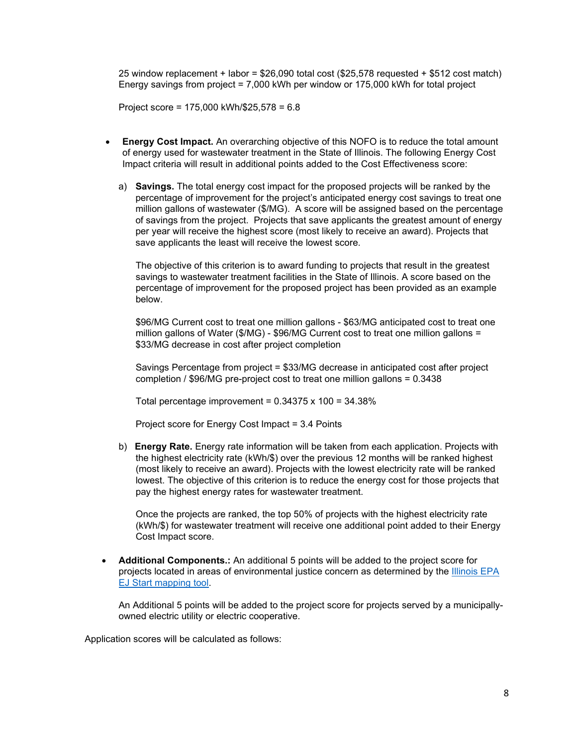25 window replacement + labor = $26,090 total cost ($25,578 requested + $512 cost match)
Energy savings from project = 7,000 kWh per window or 175,000 kWh for total project

Project score = 175,000 kWh/$25,578 = 6.8

- **Energy Cost Impact.** An overarching objective of this NOFO is to reduce the total amount of energy used for wastewater treatment in the State of Illinois. The following Energy Cost Impact criteria will result in additional points added to the Cost Effectiveness score:

  a) **Savings.** The total energy cost impact for the proposed projects will be ranked by the percentage of improvement for the project's anticipated energy cost savings to treat one million gallons of wastewater ($/MG). A score will be assigned based on the percentage of savings from the project. Projects that save applicants the greatest amount of energy per year will receive the highest score (most likely to receive an award). Projects that save applicants the least will receive the lowest score.

     The objective of this criterion is to award funding to projects that result in the greatest savings to wastewater treatment facilities in the State of Illinois. A score based on the percentage of improvement for the proposed project has been provided as an example below.

     $96/MG Current cost to treat one million gallons - $63/MG anticipated cost to treat one million gallons of Water ($/MG) - $96/MG Current cost to treat one million gallons = $33/MG decrease in cost after project completion

     Savings Percentage from project = $33/MG decrease in anticipated cost after project completion / $96/MG pre-project cost to treat one million gallons = 0.3438

     Total percentage improvement = 0.34375 x 100 = 34.38%

     Project score for Energy Cost Impact = 3.4 Points

  b) **Energy Rate.** Energy rate information will be taken from each application. Projects with the highest electricity rate (kWh/$) over the previous 12 months will be ranked highest (most likely to receive an award). Projects with the lowest electricity rate will be ranked lowest. The objective of this criterion is to reduce the energy cost for those projects that pay the highest energy rates for wastewater treatment.

     Once the projects are ranked, the top 50% of projects with the highest electricity rate (kWh/$) for wastewater treatment will receive one additional point added to their Energy Cost Impact score.

- **Additional Components.:** An additional 5 points will be added to the project score for projects located in areas of environmental justice concern as determined by the [Illinois EPA EJ Start mapping tool](Illinois EPA EJ Start mapping tool).

  An Additional 5 points will be added to the project score for projects served by a municipally-owned electric utility or electric cooperative.

Application scores will be calculated as follows: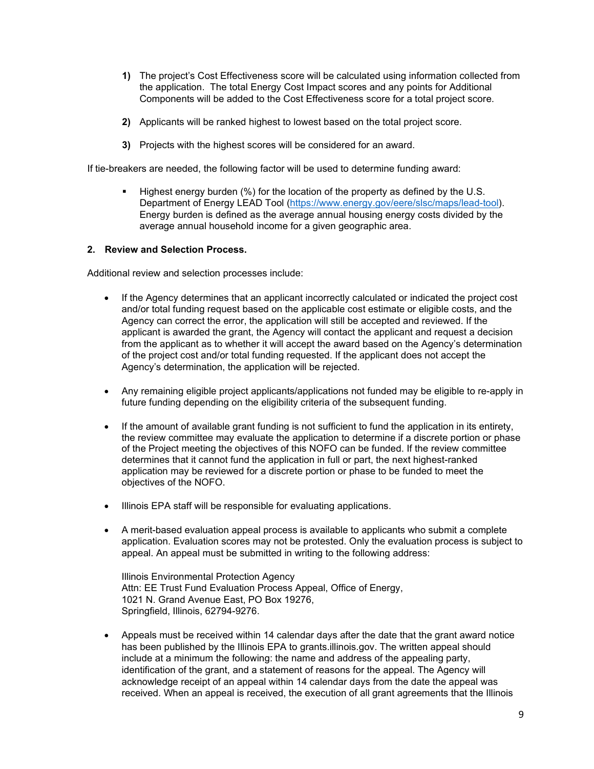1) The project's Cost Effectiveness score will be calculated using information collected from the application. The total Energy Cost Impact scores and any points for Additional Components will be added to the Cost Effectiveness score for a total project score.

2) Applicants will be ranked highest to lowest based on the total project score.

3) Projects with the highest scores will be considered for an award.

If tie-breakers are needed, the following factor will be used to determine funding award:

- Highest energy burden (%) for the location of the property as defined by the U.S. Department of Energy LEAD Tool (https://www.energy.gov/eere/slsc/maps/lead-tool). Energy burden is defined as the average annual housing energy costs divided by the average annual household income for a given geographic area.

**2. Review and Selection Process.**

Additional review and selection processes include:

- If the Agency determines that an applicant incorrectly calculated or indicated the project cost and/or total funding request based on the applicable cost estimate or eligible costs, and the Agency can correct the error, the application will still be accepted and reviewed. If the applicant is awarded the grant, the Agency will contact the applicant and request a decision from the applicant as to whether it will accept the award based on the Agency's determination of the project cost and/or total funding requested. If the applicant does not accept the Agency's determination, the application will be rejected.

- Any remaining eligible project applicants/applications not funded may be eligible to re-apply in future funding depending on the eligibility criteria of the subsequent funding.

- If the amount of available grant funding is not sufficient to fund the application in its entirety, the review committee may evaluate the application to determine if a discrete portion or phase of the Project meeting the objectives of this NOFO can be funded. If the review committee determines that it cannot fund the application in full or part, the next highest-ranked application may be reviewed for a discrete portion or phase to be funded to meet the objectives of the NOFO.

- Illinois EPA staff will be responsible for evaluating applications.

- A merit-based evaluation appeal process is available to applicants who submit a complete application. Evaluation scores may not be protested. Only the evaluation process is subject to appeal. An appeal must be submitted in writing to the following address:

  Illinois Environmental Protection Agency
  Attn: EE Trust Fund Evaluation Process Appeal, Office of Energy,
  1021 N. Grand Avenue East, PO Box 19276,
  Springfield, Illinois, 62794-9276.

- Appeals must be received within 14 calendar days after the date that the grant award notice has been published by the Illinois EPA to grants.illinois.gov. The written appeal should include at a minimum the following: the name and address of the appealing party, identification of the grant, and a statement of reasons for the appeal. The Agency will acknowledge receipt of an appeal within 14 calendar days from the date the appeal was received. When an appeal is received, the execution of all grant agreements that the Illinois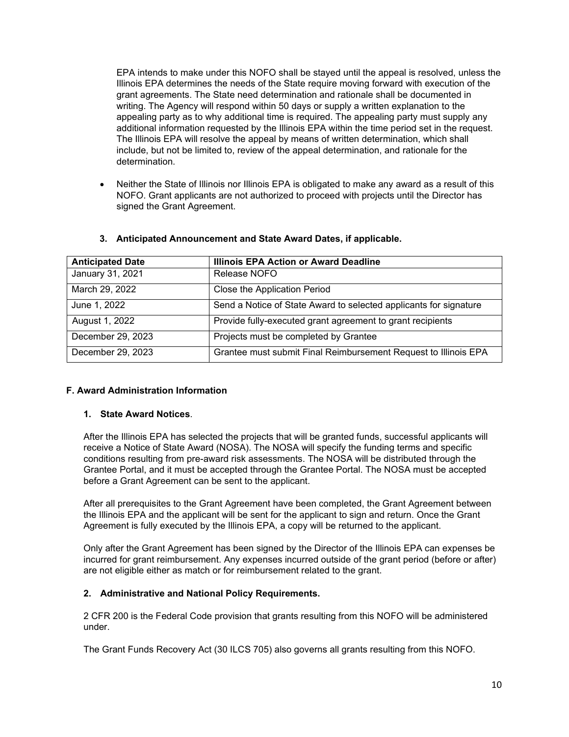EPA intends to make under this NOFO shall be stayed until the appeal is resolved, unless the Illinois EPA determines the needs of the State require moving forward with execution of the grant agreements. The State need determination and rationale shall be documented in writing. The Agency will respond within 50 days or supply a written explanation to the appealing party as to why additional time is required. The appealing party must supply any additional information requested by the Illinois EPA within the time period set in the request. The Illinois EPA will resolve the appeal by means of written determination, which shall include, but not be limited to, review of the appeal determination, and rationale for the determination.

- Neither the State of Illinois nor Illinois EPA is obligated to make any award as a result of this NOFO. Grant applicants are not authorized to proceed with projects until the Director has signed the Grant Agreement.

### 3. Anticipated Announcement and State Award Dates, if applicable.

| **Anticipated Date** | **Illinois EPA Action or Award Deadline** |
|---|---|
| January 31, 2021 | Release NOFO |
| March 29, 2022 | Close the Application Period |
| June 1, 2022 | Send a Notice of State Award to selected applicants for signature |
| August 1, 2022 | Provide fully-executed grant agreement to grant recipients |
| December 29, 2023 | Projects must be completed by Grantee |
| December 29, 2023 | Grantee must submit Final Reimbursement Request to Illinois EPA |

## F. Award Administration Information

### 1. State Award Notices.

After the Illinois EPA has selected the projects that will be granted funds, successful applicants will receive a Notice of State Award (NOSA). The NOSA will specify the funding terms and specific conditions resulting from pre-award risk assessments. The NOSA will be distributed through the Grantee Portal, and it must be accepted through the Grantee Portal. The NOSA must be accepted before a Grant Agreement can be sent to the applicant.

After all prerequisites to the Grant Agreement have been completed, the Grant Agreement between the Illinois EPA and the applicant will be sent for the applicant to sign and return. Once the Grant Agreement is fully executed by the Illinois EPA, a copy will be returned to the applicant.

Only after the Grant Agreement has been signed by the Director of the Illinois EPA can expenses be incurred for grant reimbursement. Any expenses incurred outside of the grant period (before or after) are not eligible either as match or for reimbursement related to the grant.

### 2. Administrative and National Policy Requirements.

2 CFR 200 is the Federal Code provision that grants resulting from this NOFO will be administered under.

The Grant Funds Recovery Act (30 ILCS 705) also governs all grants resulting from this NOFO.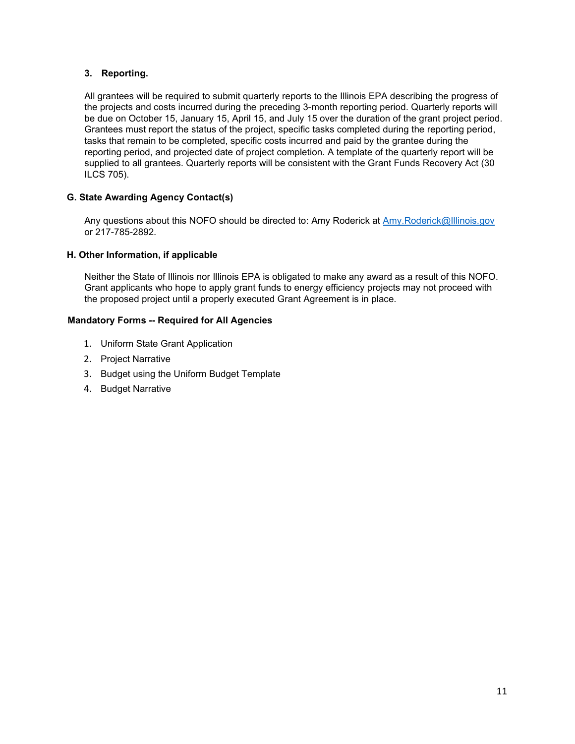### 3. Reporting.

All grantees will be required to submit quarterly reports to the Illinois EPA describing the progress of the projects and costs incurred during the preceding 3-month reporting period. Quarterly reports will be due on October 15, January 15, April 15, and July 15 over the duration of the grant project period. Grantees must report the status of the project, specific tasks completed during the reporting period, tasks that remain to be completed, specific costs incurred and paid by the grantee during the reporting period, and projected date of project completion. A template of the quarterly report will be supplied to all grantees. Quarterly reports will be consistent with the Grant Funds Recovery Act (30 ILCS 705).

## G. State Awarding Agency Contact(s)

Any questions about this NOFO should be directed to: Amy Roderick at Amy.Roderick@Illinois.gov or 217-785-2892.

## H. Other Information, if applicable

Neither the State of Illinois nor Illinois EPA is obligated to make any award as a result of this NOFO. Grant applicants who hope to apply grant funds to energy efficiency projects may not proceed with the proposed project until a properly executed Grant Agreement is in place.

## Mandatory Forms -- Required for All Agencies

1. Uniform State Grant Application
2. Project Narrative
3. Budget using the Uniform Budget Template
4. Budget Narrative